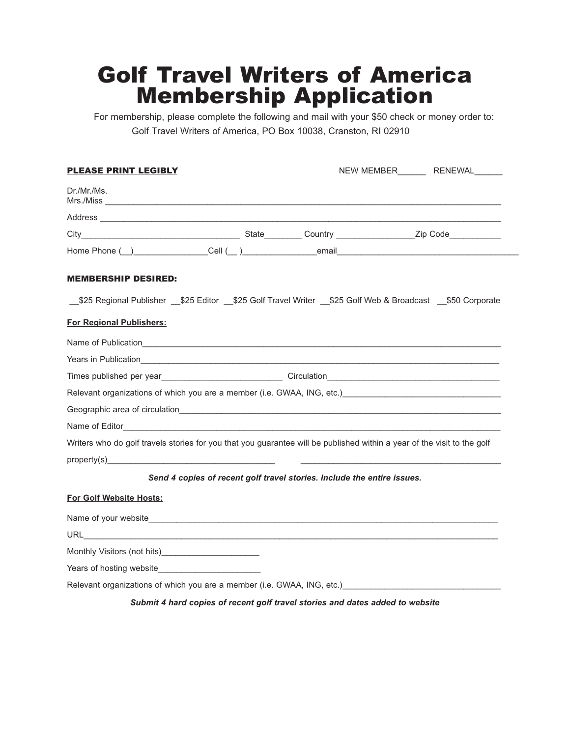# Golf Travel Writers of America
# Membership Application

For membership, please complete the following and mail with your $50 check or money order to:
Golf Travel Writers of America, PO Box 10038, Cranston, RI 02910

**PLEASE PRINT LEGIBLY** NEW MEMBER______ RENEWAL______

Dr./Mr./Ms.
Mrs./Miss ______________________________________________________________________________

Address ________________________________________________________________________________

City_________________________________ State________ Country _________________Zip Code___________

Home Phone (__)________________Cell (__ )________________email________________________________________

**MEMBERSHIP DESIRED:**

__$25 Regional Publisher __$25 Editor __$25 Golf Travel Writer __$25 Golf Web & Broadcast __$50 Corporate

**For Regional Publishers:**

Name of Publication_______________________________________________________________________

Years in Publication_______________________________________________________________________

Times published per year__________________________ Circulation______________________________________

Relevant organizations of which you are a member (i.e. GWAA, ING, etc.)__________________________________

Geographic area of circulation______________________________________________________________

Name of Editor__________________________________________________________________________

Writers who do golf travels stories for you that you guarantee will be published within a year of the visit to the golf property(s)___________________________________ ___________________________________________

***Send 4 copies of recent golf travel stories. Include the entire issues.***

**For Golf Website Hosts:**

Name of your website______________________________________________________________________

URL_____________________________________________________________________________________

Monthly Visitors (not hits)_____________________

Years of hosting website______________________

Relevant organizations of which you are a member (i.e. GWAA, ING, etc.)__________________________________

***Submit 4 hard copies of recent golf travel stories and dates added to website***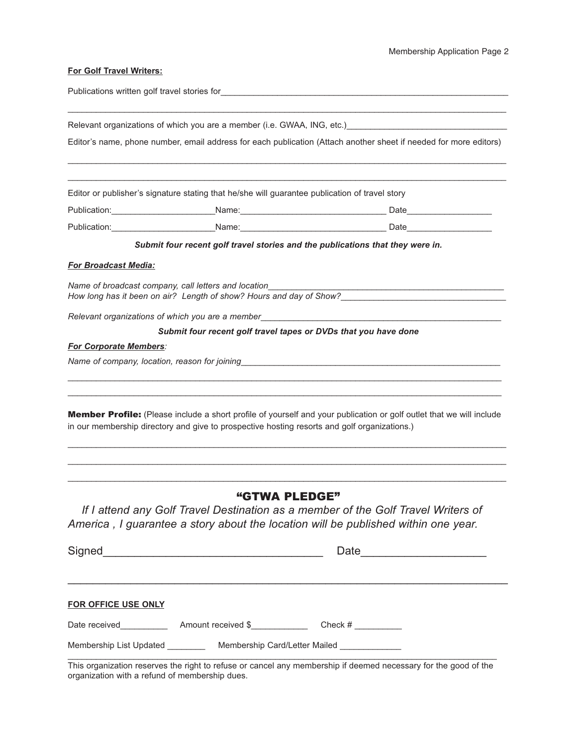**For Golf Travel Writers:**

Publications written golf travel stories for_______________________________________________

_______________________________________________________________________________

Relevant organizations of which you are a member (i.e. GWAA, ING, etc.)______________________

Editor's name, phone number, email address for each publication (Attach another sheet if needed for more editors)

_______________________________________________________________________________

_______________________________________________________________________________

Editor or publisher's signature stating that he/she will guarantee publication of travel story

Publication:_____________________Name:______________________________ Date_________________

Publication:_____________________Name:______________________________ Date_________________

***Submit four recent golf travel stories and the publications that they were in.***

***For Broadcast Media:***

*Name of broadcast company, call letters and location*______________________________________
*How long has it been on air? Length of show? Hours and day of Show?*________________________

*Relevant organizations of which you are a member*________________________________________

***Submit four recent golf travel tapes or DVDs that you have done***

***For Corporate Members**:*

*Name of company, location, reason for joining*___________________________________________

_______________________________________________________________________________

_______________________________________________________________________________

**Member Profile:** (Please include a short profile of yourself and your publication or golf outlet that we will include in our membership directory and give to prospective hosting resorts and golf organizations.)

_______________________________________________________________________________

_______________________________________________________________________________

_______________________________________________________________________________

## "GTWA PLEDGE"

*If I attend any Golf Travel Destination as a member of the Golf Travel Writers of America , I guarantee a story about the location will be published within one year.*

Signed__________________________________ Date___________________

**FOR OFFICE USE ONLY**

Date received__________ Amount received $____________ Check # __________

Membership List Updated ________ Membership Card/Letter Mailed _____________

This organization reserves the right to refuse or cancel any membership if deemed necessary for the good of the organization with a refund of membership dues.